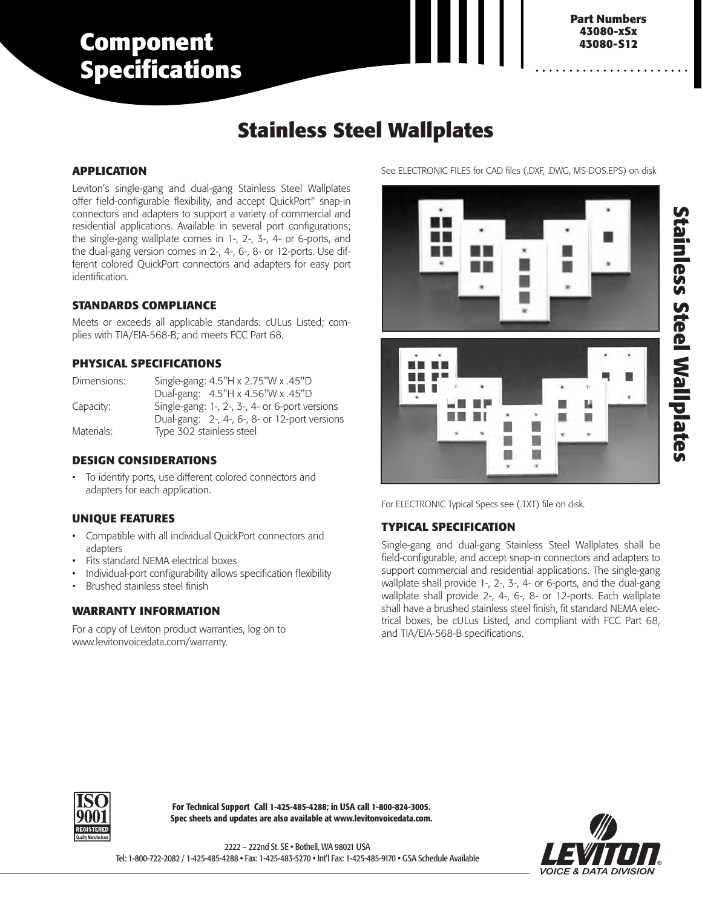# Component Specifications

**Part Numbers**
**43080-xSx**
**43080-S12**

## Stainless Steel Wallplates

### APPLICATION

Leviton's single-gang and dual-gang Stainless Steel Wallplates offer field-configurable flexibility, and accept QuickPort® snap-in connectors and adapters to support a variety of commercial and residential applications. Available in several port configurations; the single-gang wallplate comes in 1-, 2-, 3-, 4- or 6-ports, and the dual-gang version comes in 2-, 4-, 6-, 8- or 12-ports. Use different colored QuickPort connectors and adapters for easy port identification.

### STANDARDS COMPLIANCE

Meets or exceeds all applicable standards: cULus Listed; complies with TIA/EIA-568-B; and meets FCC Part 68.

### PHYSICAL SPECIFICATIONS

| | |
|---|---|
| Dimensions: | Single-gang: 4.5"H x 2.75"W x .45"D |
| | Dual-gang: 4.5"H x 4.56"W x .45"D |
| Capacity: | Single-gang: 1-, 2-, 3-, 4- or 6-port versions |
| | Dual-gang: 2-, 4-, 6-, 8- or 12-port versions |
| Materials: | Type 302 stainless steel |

### DESIGN CONSIDERATIONS

- To identify ports, use different colored connectors and adapters for each application.

### UNIQUE FEATURES

- Compatible with all individual QuickPort connectors and adapters
- Fits standard NEMA electrical boxes
- Individual-port configurability allows specification flexibility
- Brushed stainless steel finish

### WARRANTY INFORMATION

For a copy of Leviton product warranties, log on to www.levitonvoicedata.com/warranty.

See ELECTRONIC FILES for CAD files (.DXF, .DWG, MS-DOS.EPS) on disk

For ELECTRONIC Typical Specs see (.TXT) file on disk.

### TYPICAL SPECIFICATION

Single-gang and dual-gang Stainless Steel Wallplates shall be field-configurable, and accept snap-in connectors and adapters to support commercial and residential applications. The single-gang wallplate shall provide 1-, 2-, 3-, 4- or 6-ports, and the dual-gang wallplate shall provide 2-, 4-, 6-, 8- or 12-ports. Each wallplate shall have a brushed stainless steel finish, fit standard NEMA electrical boxes, be cULus Listed, and compliant with FCC Part 68, and TIA/EIA-568-B specifications.

**For Technical Support Call 1-425-485-4288; in USA call 1-800-824-3005.**
**Spec sheets and updates are also available at www.levitonvoicedata.com.**

2222 – 222nd St. SE • Bothell, WA 98021 USA
Tel: 1-800-722-2082 / 1-425-485-4288 • Fax: 1-425-483-5270 • Int'l Fax: 1-425-485-9170 • GSA Schedule Available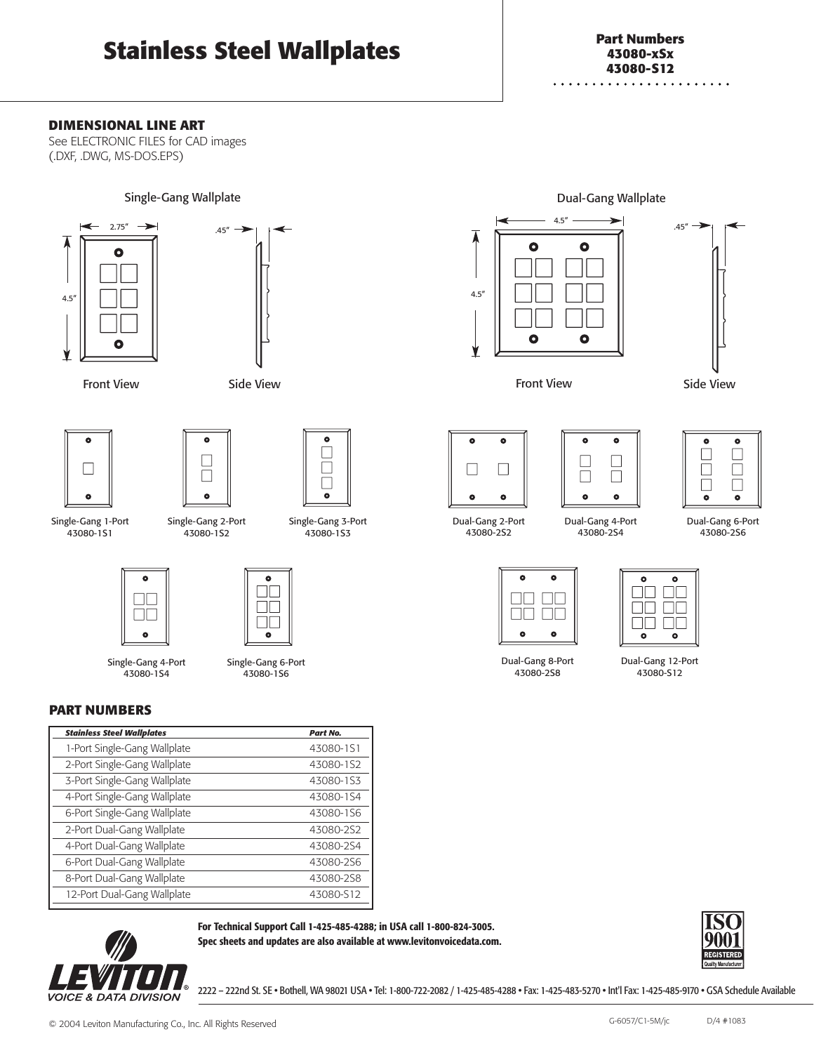# Stainless Steel Wallplates

**Part Numbers**
**43080-xSx**
**43080-S12**

## DIMENSIONAL LINE ART

See ELECTRONIC FILES for CAD images (.DXF, .DWG, MS-DOS.EPS)

Single-Gang Wallplate

2.75"

4.5"

.45"

Front View

Side View

Dual-Gang Wallplate

4.5"

4.5"

.45"

Front View

Side View

Single-Gang 1-Port
43080-1S1

Single-Gang 2-Port
43080-1S2

Single-Gang 3-Port
43080-1S3

Dual-Gang 2-Port
43080-2S2

Dual-Gang 4-Port
43080-2S4

Dual-Gang 6-Port
43080-2S6

Single-Gang 4-Port
43080-1S4

Single-Gang 6-Port
43080-1S6

Dual-Gang 8-Port
43080-2S8

Dual-Gang 12-Port
43080-S12

## PART NUMBERS

| *Stainless Steel Wallplates* | *Part No.* |
|---|---|
| 1-Port Single-Gang Wallplate | 43080-1S1 |
| 2-Port Single-Gang Wallplate | 43080-1S2 |
| 3-Port Single-Gang Wallplate | 43080-1S3 |
| 4-Port Single-Gang Wallplate | 43080-1S4 |
| 6-Port Single-Gang Wallplate | 43080-1S6 |
| 2-Port Dual-Gang Wallplate | 43080-2S2 |
| 4-Port Dual-Gang Wallplate | 43080-2S4 |
| 6-Port Dual-Gang Wallplate | 43080-2S6 |
| 8-Port Dual-Gang Wallplate | 43080-2S8 |
| 12-Port Dual-Gang Wallplate | 43080-S12 |

**For Technical Support Call 1-425-485-4288; in USA call 1-800-824-3005.**
**Spec sheets and updates are also available at www.levitonvoicedata.com.**

LEVITON VOICE & DATA DIVISION

2222 – 222nd St. SE • Bothell, WA 98021 USA • Tel: 1-800-722-2082 / 1-425-485-4288 • Fax: 1-425-483-5270 • Int'l Fax: 1-425-485-9170 • GSA Schedule Available

ISO 9001 REGISTERED Quality Manufacturer

© 2004 Leviton Manufacturing Co., Inc. All Rights Reserved

G-6057/C1-5M/jc D/4 #1083